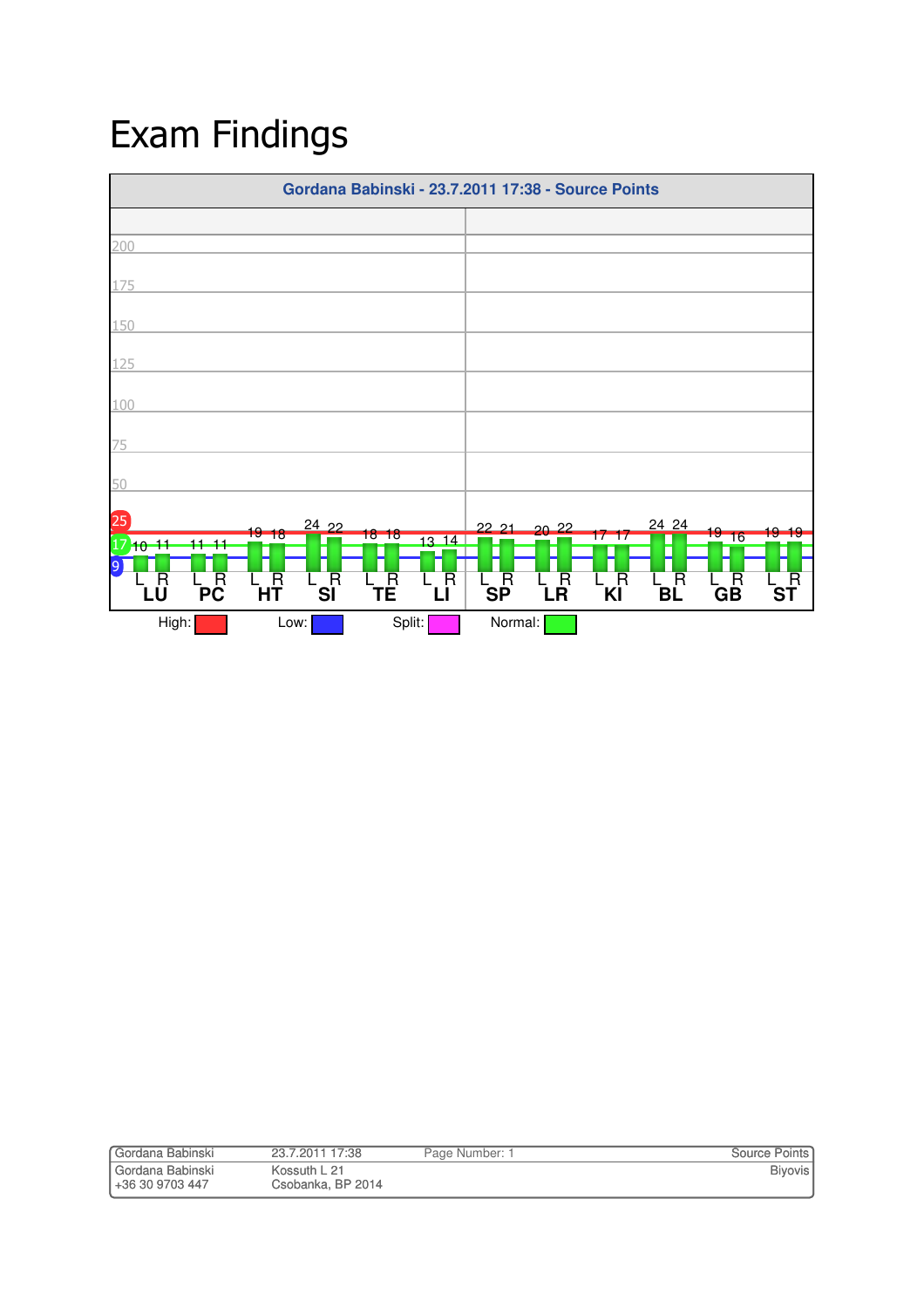# Exam Findings

**Gordana Babinski - 23.7.2011 17:38 - Source Points**

| Meridian | L | R |
|---|---|---|
| LU | 10 | 11 |
| PC | 11 | 11 |
| HT | 19 | 18 |
| SI | 24 | 22 |
| TE | 18 | 18 |
| LI | 13 | 14 |
| SP | 22 | 21 |
| LR | 20 | 22 |
| KI | 17 | 17 |
| BL | 24 | 24 |
| GB | 19 | 16 |
| ST | 19 | 19 |

High: 25  Low: 9  Normal: 17

High: Low: Split: Normal:

| Gordana Babinski | 23.7.2011 17:38 | Page Number: 1 | Source Points |
|---|---|---|---|
| Gordana Babinski<br>+36 30 9703 447 | Kossuth L 21<br>Csobanka, BP 2014 | | Biyovis |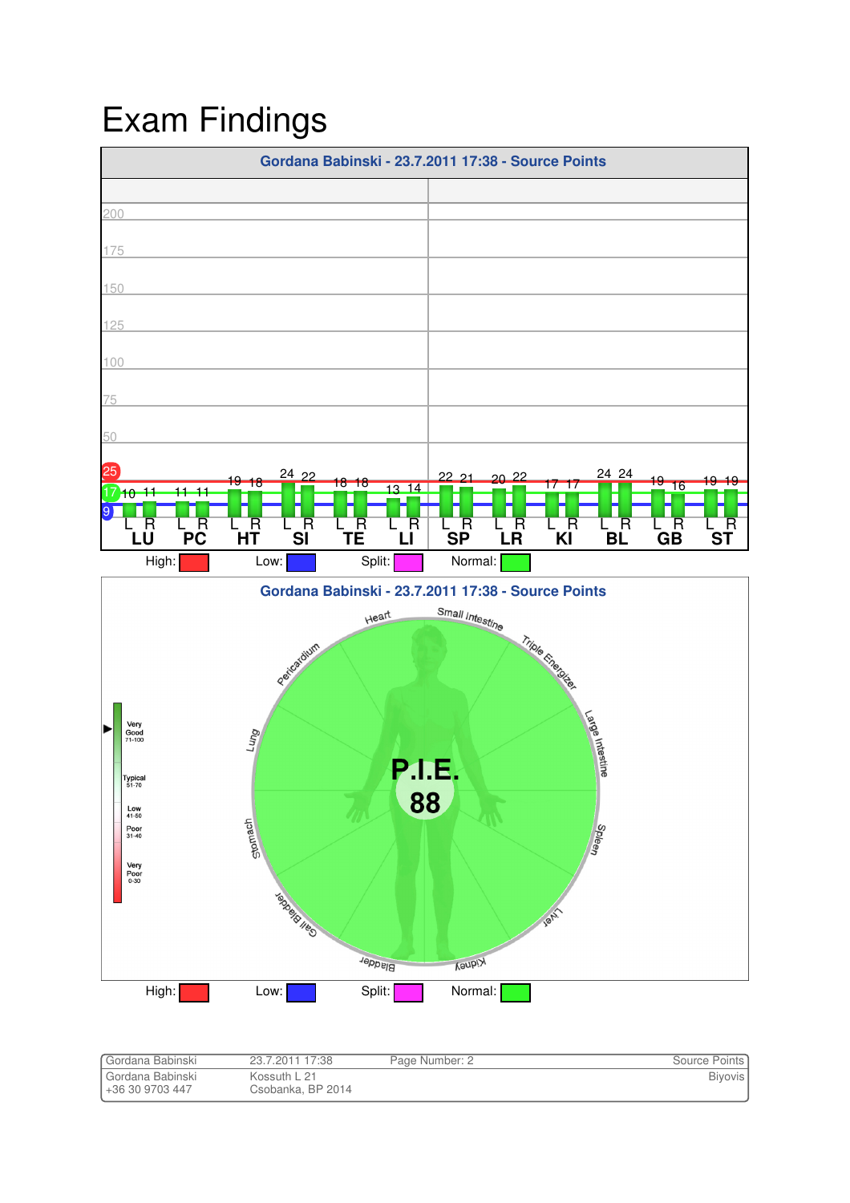# Exam Findings

**Gordana Babinski - 23.7.2011 17:38 - Source Points**

200
175
150
125
100
75
50
25
17
9

10 11 11 11 19 18 24 22 18 18 13 14 22 21 20 22 17 17 24 24 19 16 19 19

L R L R L R L R L R L R L R L R L R L R L R L R

LU PC HT SI TE LI SP LR KI BL GB ST

High: Low: Split: Normal:

**Gordana Babinski - 23.7.2011 17:38 - Source Points**

Very Good 71-100
Typical 51-70
Low 41-50
Poor 31-40
Very Poor 0-30

Heart
Small Intestine
Triple Energizer
Large Intestine
Spleen
Liver
Kidney
Bladder
Gall Bladder
Stomach
Lung
Pericardium

P.I.E.
88

High: Low: Split: Normal:

| | | | |
|---|---|---|---|
| Gordana Babinski | 23.7.2011 17:38 | Page Number: 2 | Source Points |
| Gordana Babinski | Kossuth L 21 | | Biyovis |
| +36 30 9703 447 | Csobanka, BP 2014 | | |